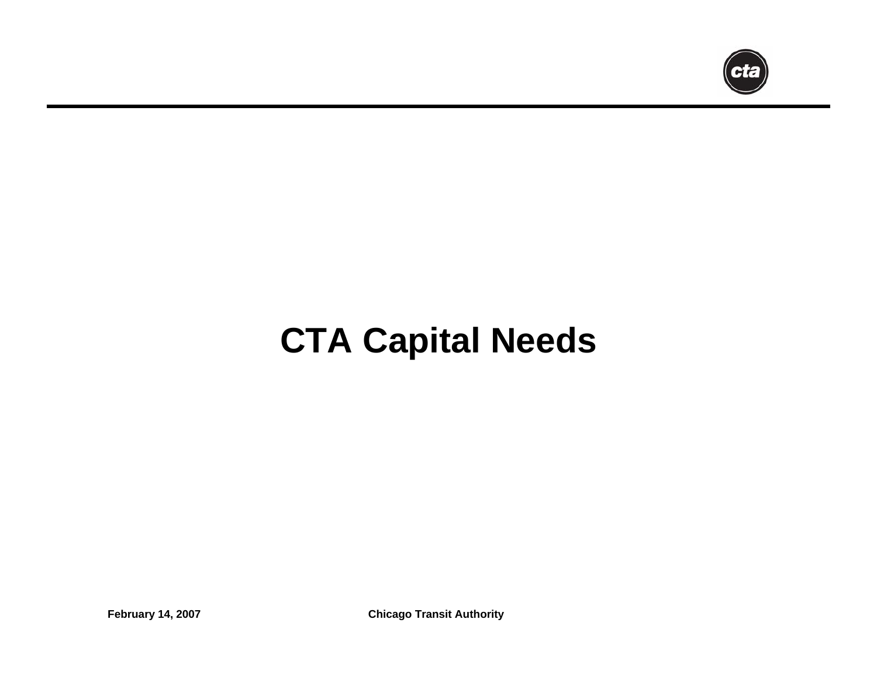# CTA Capital Needs

**February 14, 2007** **Chicago Transit Authority**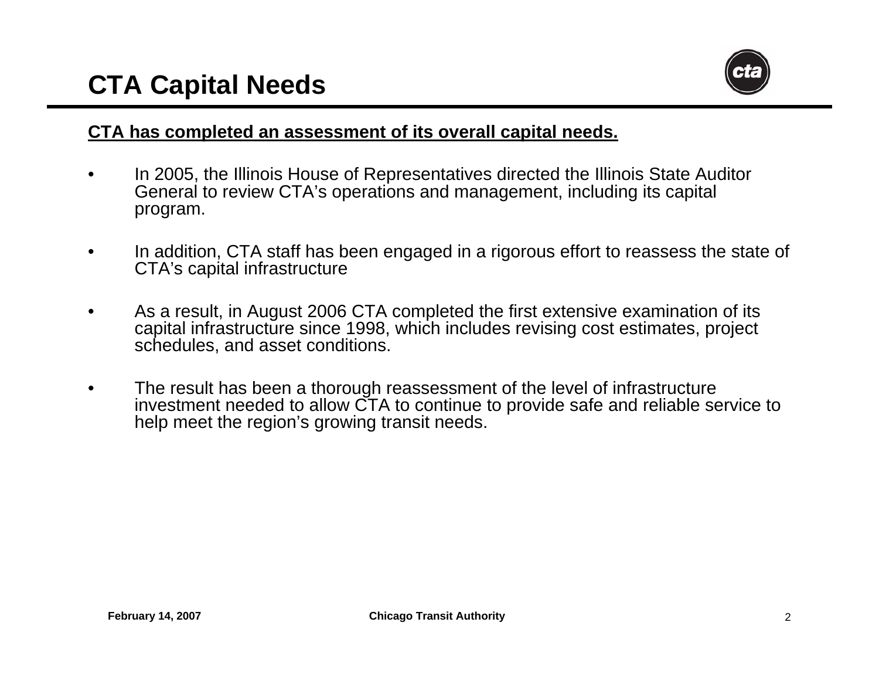# CTA Capital Needs

**CTA has completed an assessment of its overall capital needs.**

- In 2005, the Illinois House of Representatives directed the Illinois State Auditor General to review CTA's operations and management, including its capital program.
- In addition, CTA staff has been engaged in a rigorous effort to reassess the state of CTA's capital infrastructure
- As a result, in August 2006 CTA completed the first extensive examination of its capital infrastructure since 1998, which includes revising cost estimates, project schedules, and asset conditions.
- The result has been a thorough reassessment of the level of infrastructure investment needed to allow CTA to continue to provide safe and reliable service to help meet the region's growing transit needs.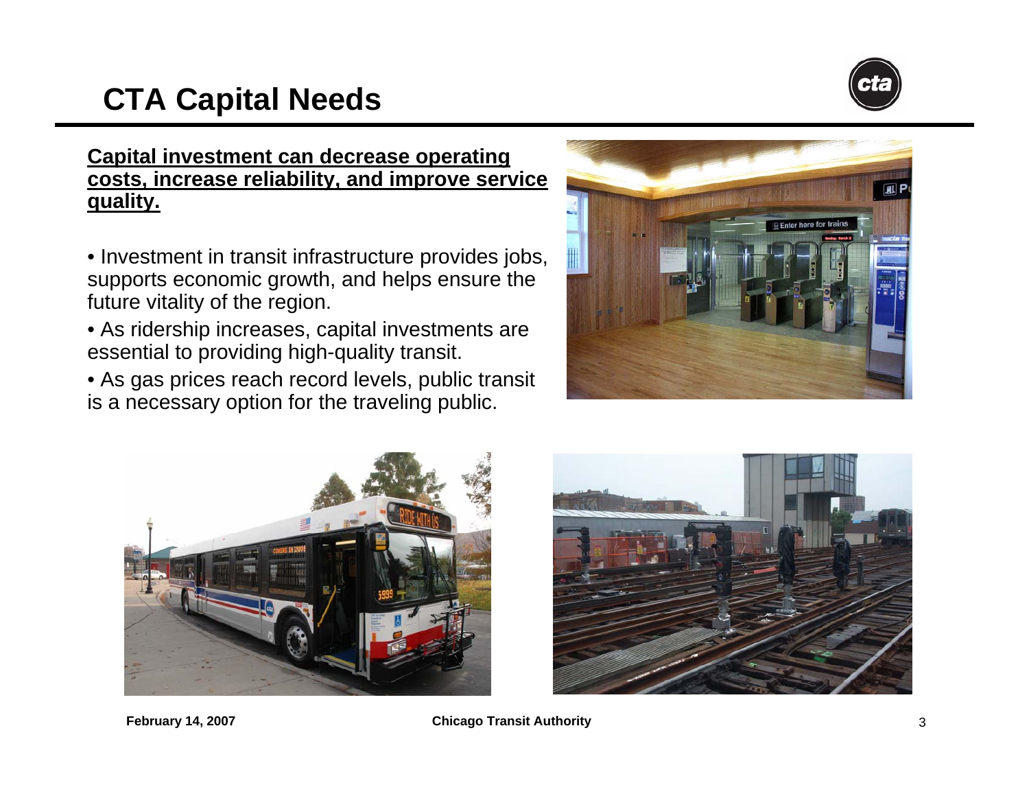# CTA Capital Needs

**Capital investment can decrease operating costs, increase reliability, and improve service quality.**

- Investment in transit infrastructure provides jobs, supports economic growth, and helps ensure the future vitality of the region.
- As ridership increases, capital investments are essential to providing high-quality transit.
- As gas prices reach record levels, public transit is a necessary option for the traveling public.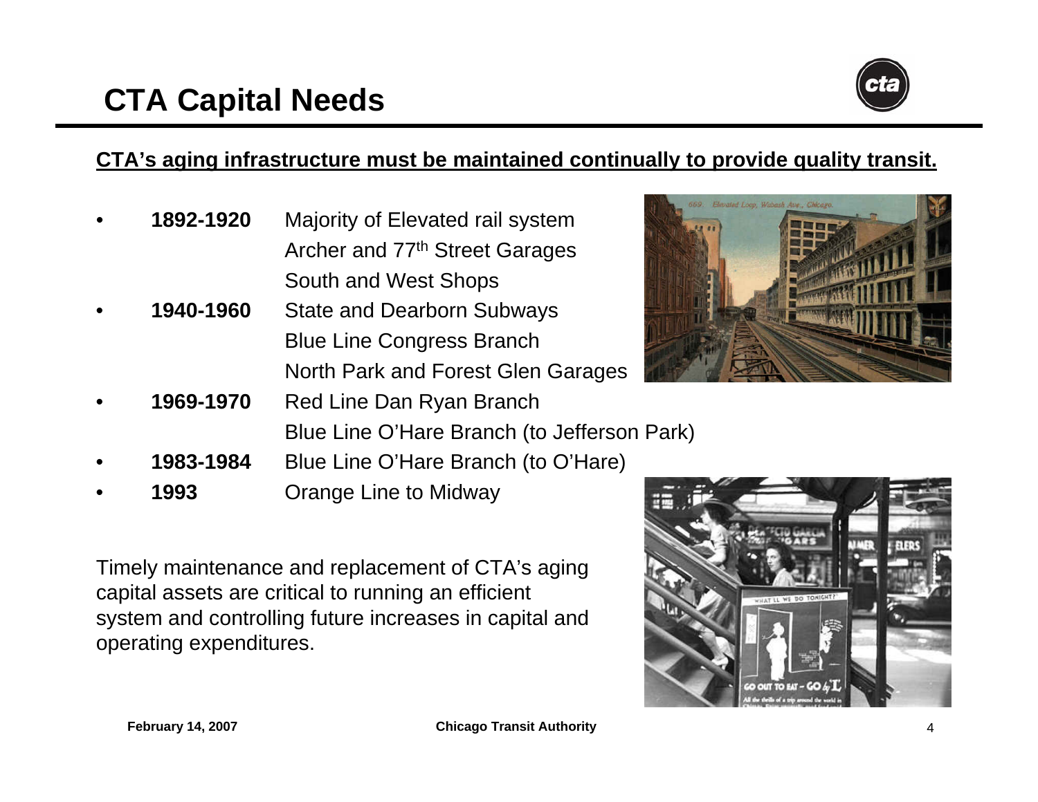# CTA Capital Needs

**CTA's aging infrastructure must be maintained continually to provide quality transit.**

- **1892-1920** Majority of Elevated rail system
  Archer and 77th Street Garages
  South and West Shops
- **1940-1960** State and Dearborn Subways
  Blue Line Congress Branch
  North Park and Forest Glen Garages
- **1969-1970** Red Line Dan Ryan Branch
  Blue Line O'Hare Branch (to Jefferson Park)
- **1983-1984** Blue Line O'Hare Branch (to O'Hare)
- **1993** Orange Line to Midway

Timely maintenance and replacement of CTA's aging capital assets are critical to running an efficient system and controlling future increases in capital and operating expenditures.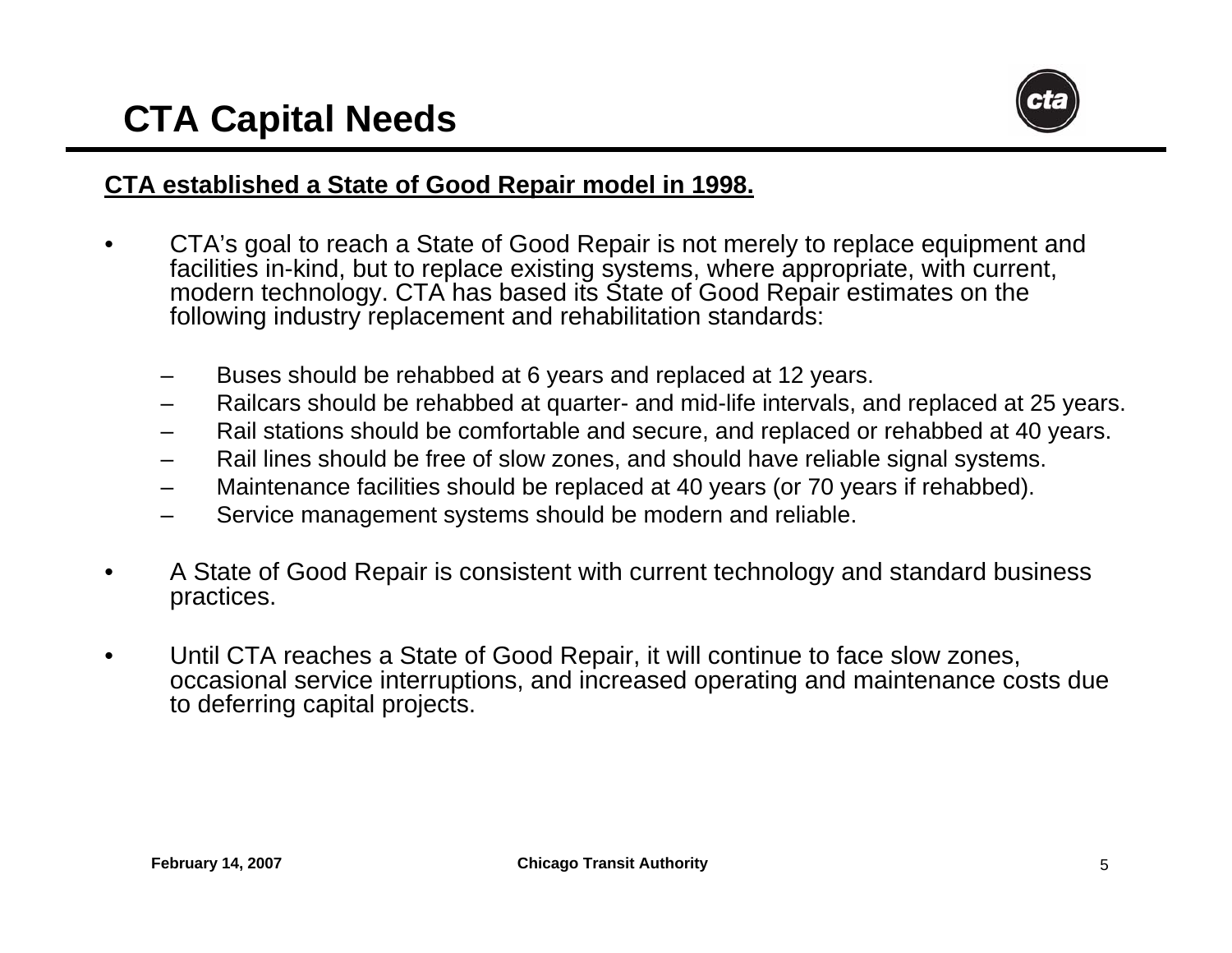# CTA Capital Needs

**CTA established a State of Good Repair model in 1998.**

- CTA's goal to reach a State of Good Repair is not merely to replace equipment and facilities in-kind, but to replace existing systems, where appropriate, with current, modern technology. CTA has based its State of Good Repair estimates on the following industry replacement and rehabilitation standards:
  - Buses should be rehabbed at 6 years and replaced at 12 years.
  - Railcars should be rehabbed at quarter- and mid-life intervals, and replaced at 25 years.
  - Rail stations should be comfortable and secure, and replaced or rehabbed at 40 years.
  - Rail lines should be free of slow zones, and should have reliable signal systems.
  - Maintenance facilities should be replaced at 40 years (or 70 years if rehabbed).
  - Service management systems should be modern and reliable.
- A State of Good Repair is consistent with current technology and standard business practices.
- Until CTA reaches a State of Good Repair, it will continue to face slow zones, occasional service interruptions, and increased operating and maintenance costs due to deferring capital projects.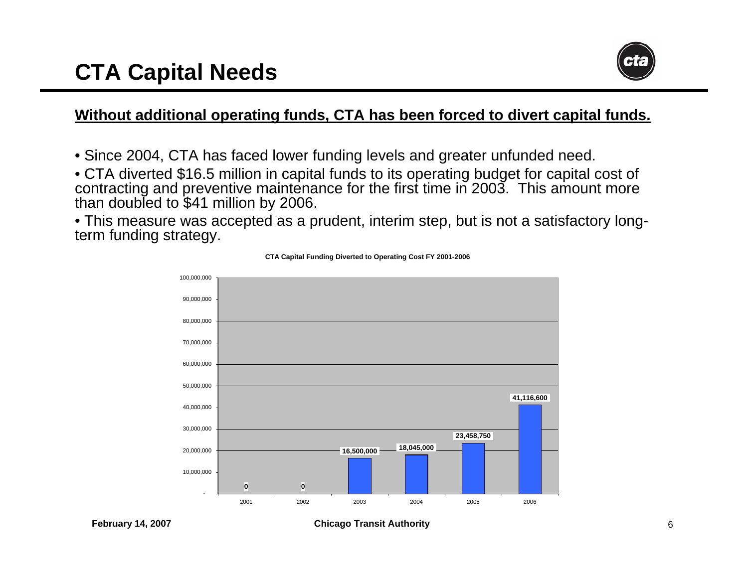# CTA Capital Needs

**Without additional operating funds, CTA has been forced to divert capital funds.**

- Since 2004, CTA has faced lower funding levels and greater unfunded need.
- CTA diverted $16.5 million in capital funds to its operating budget for capital cost of contracting and preventive maintenance for the first time in 2003. This amount more than doubled to $41 million by 2006.
- This measure was accepted as a prudent, interim step, but is not a satisfactory long-term funding strategy.

**CTA Capital Funding Diverted to Operating Cost FY 2001-2006**

| Year | Amount |
|---|---|
| 2001 | 0 |
| 2002 | 0 |
| 2003 | 16,500,000 |
| 2004 | 18,045,000 |
| 2005 | 23,458,750 |
| 2006 | 41,116,600 |

February 14, 2007 — Chicago Transit Authority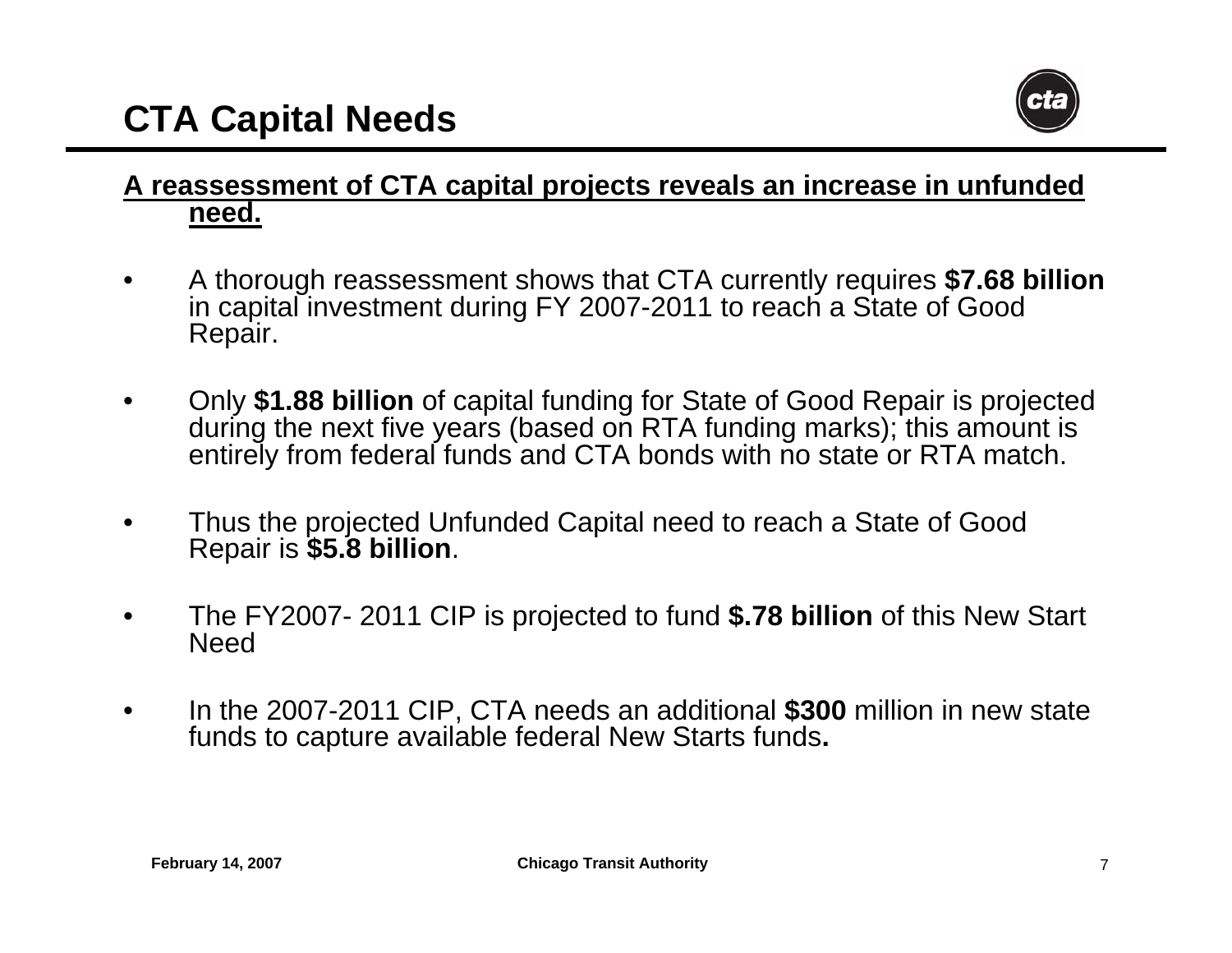# CTA Capital Needs

**A reassessment of CTA capital projects reveals an increase in unfunded need.**

- A thorough reassessment shows that CTA currently requires **$7.68 billion** in capital investment during FY 2007-2011 to reach a State of Good Repair.
- Only **$1.88 billion** of capital funding for State of Good Repair is projected during the next five years (based on RTA funding marks); this amount is entirely from federal funds and CTA bonds with no state or RTA match.
- Thus the projected Unfunded Capital need to reach a State of Good Repair is **$5.8 billion**.
- The FY2007- 2011 CIP is projected to fund **$.78 billion** of this New Start Need
- In the 2007-2011 CIP, CTA needs an additional **$300** million in new state funds to capture available federal New Starts funds**.**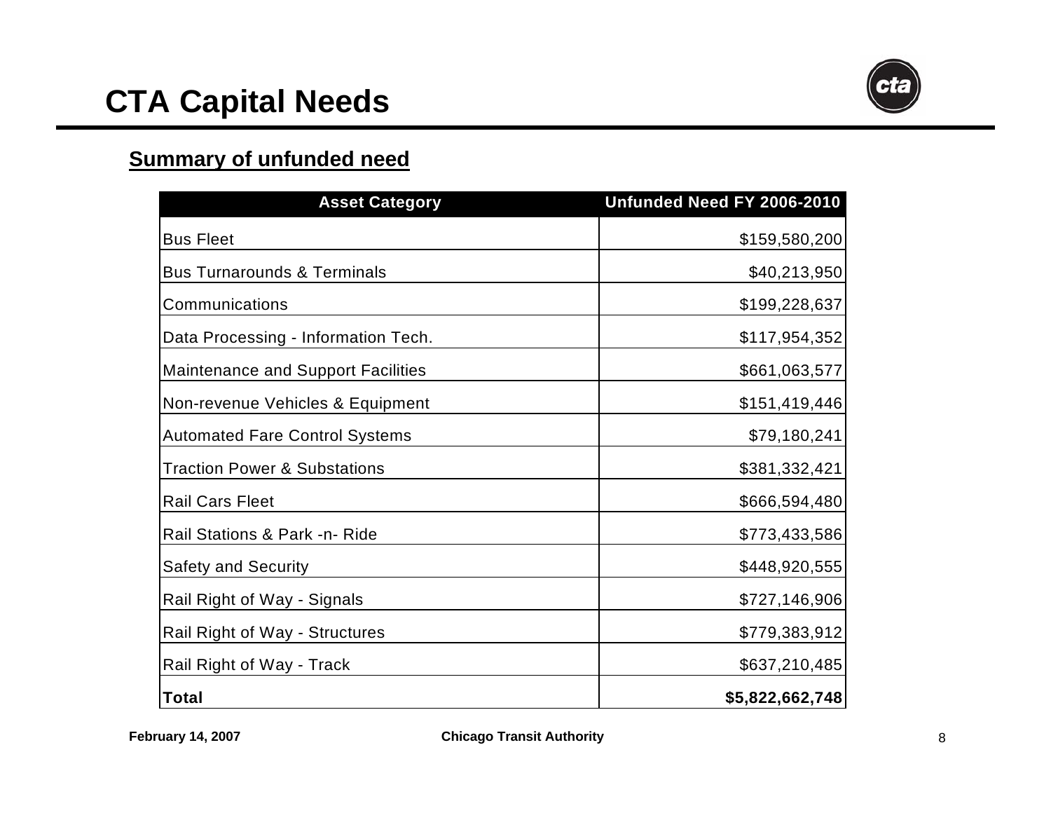# CTA Capital Needs

## Summary of unfunded need

| Asset Category | Unfunded Need FY 2006-2010 |
|---|---:|
| Bus Fleet | $159,580,200 |
| Bus Turnarounds & Terminals | $40,213,950 |
| Communications | $199,228,637 |
| Data Processing - Information Tech. | $117,954,352 |
| Maintenance and Support Facilities | $661,063,577 |
| Non-revenue Vehicles & Equipment | $151,419,446 |
| Automated Fare Control Systems | $79,180,241 |
| Traction Power & Substations | $381,332,421 |
| Rail Cars Fleet | $666,594,480 |
| Rail Stations & Park -n- Ride | $773,433,586 |
| Safety and Security | $448,920,555 |
| Rail Right of Way - Signals | $727,146,906 |
| Rail Right of Way - Structures | $779,383,912 |
| Rail Right of Way - Track | $637,210,485 |
| **Total** | **$5,822,662,748** |

February 14, 2007 — Chicago Transit Authority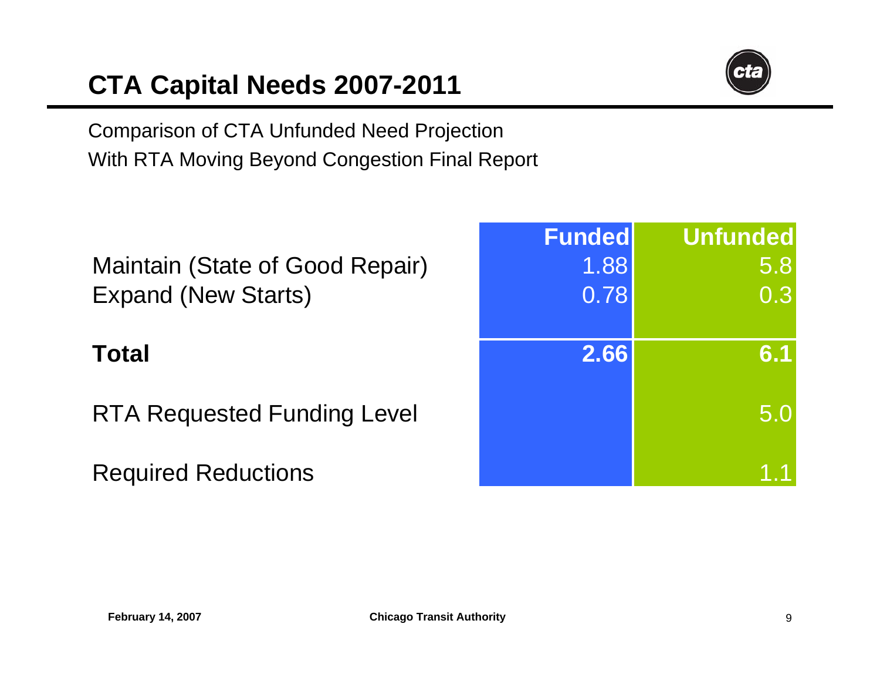# CTA Capital Needs 2007-2011

Comparison of CTA Unfunded Need Projection
With RTA Moving Beyond Congestion Final Report

| | Funded | Unfunded |
|---|---|---|
| Maintain (State of Good Repair) | 1.88 | 5.8 |
| Expand (New Starts) | 0.78 | 0.3 |
| **Total** | **2.66** | **6.1** |
| RTA Requested Funding Level | | 5.0 |
| Required Reductions | | 1.1 |

February 14, 2007 Chicago Transit Authority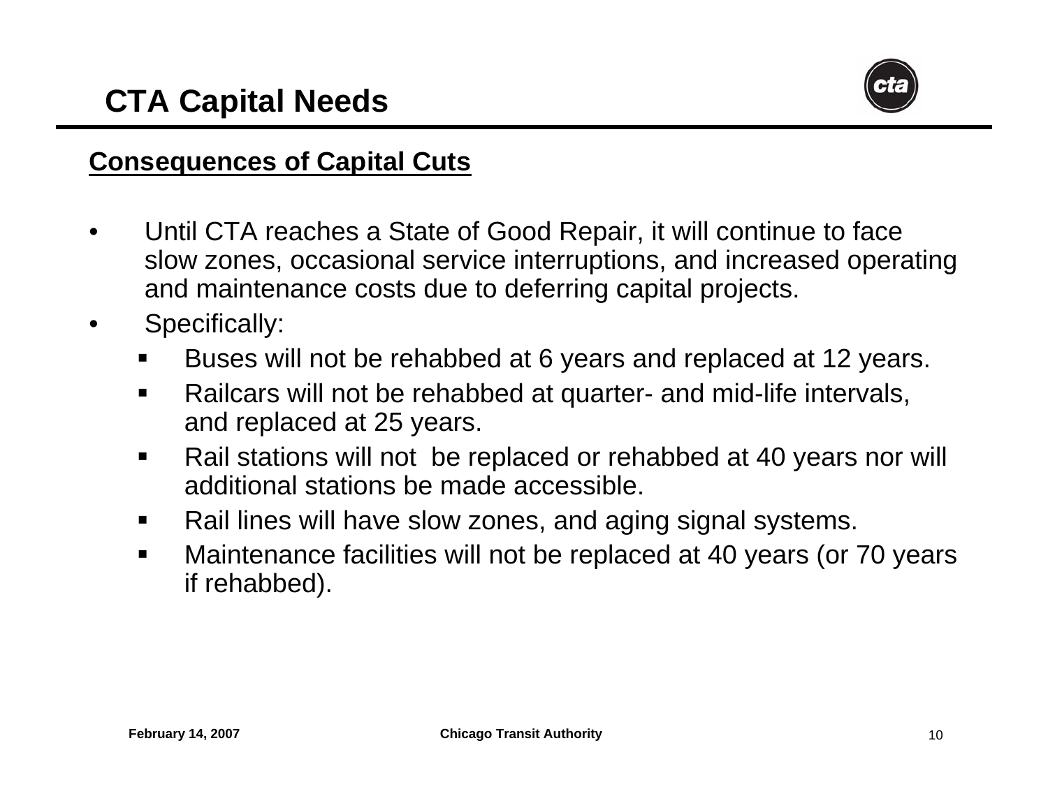# CTA Capital Needs

## Consequences of Capital Cuts

- Until CTA reaches a State of Good Repair, it will continue to face slow zones, occasional service interruptions, and increased operating and maintenance costs due to deferring capital projects.
- Specifically:
  - Buses will not be rehabbed at 6 years and replaced at 12 years.
  - Railcars will not be rehabbed at quarter- and mid-life intervals, and replaced at 25 years.
  - Rail stations will not be replaced or rehabbed at 40 years nor will additional stations be made accessible.
  - Rail lines will have slow zones, and aging signal systems.
  - Maintenance facilities will not be replaced at 40 years (or 70 years if rehabbed).